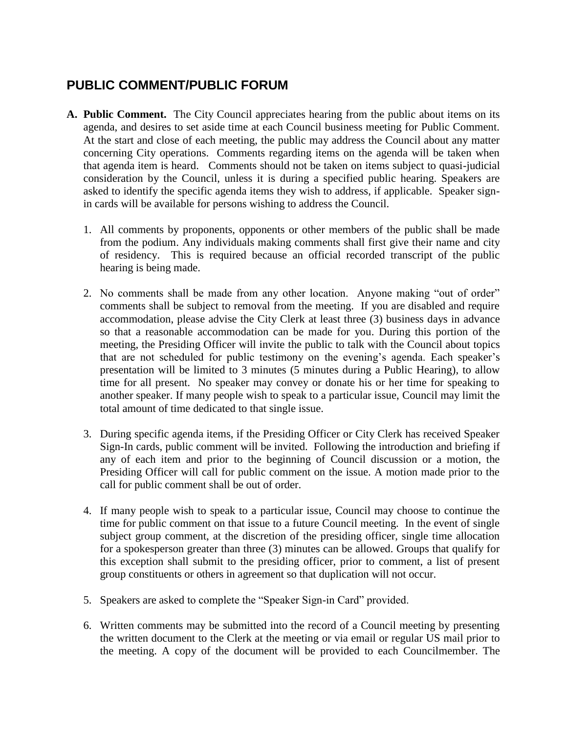## PUBLIC COMMENT/PUBLIC FORUM

**A. Public Comment.** The City Council appreciates hearing from the public about items on its agenda, and desires to set aside time at each Council business meeting for Public Comment. At the start and close of each meeting, the public may address the Council about any matter concerning City operations. Comments regarding items on the agenda will be taken when that agenda item is heard. Comments should not be taken on items subject to quasi-judicial consideration by the Council, unless it is during a specified public hearing. Speakers are asked to identify the specific agenda items they wish to address, if applicable. Speaker sign-in cards will be available for persons wishing to address the Council.

1. All comments by proponents, opponents or other members of the public shall be made from the podium. Any individuals making comments shall first give their name and city of residency. This is required because an official recorded transcript of the public hearing is being made.

2. No comments shall be made from any other location. Anyone making "out of order" comments shall be subject to removal from the meeting. If you are disabled and require accommodation, please advise the City Clerk at least three (3) business days in advance so that a reasonable accommodation can be made for you. During this portion of the meeting, the Presiding Officer will invite the public to talk with the Council about topics that are not scheduled for public testimony on the evening's agenda. Each speaker's presentation will be limited to 3 minutes (5 minutes during a Public Hearing), to allow time for all present. No speaker may convey or donate his or her time for speaking to another speaker. If many people wish to speak to a particular issue, Council may limit the total amount of time dedicated to that single issue.

3. During specific agenda items, if the Presiding Officer or City Clerk has received Speaker Sign-In cards, public comment will be invited. Following the introduction and briefing if any of each item and prior to the beginning of Council discussion or a motion, the Presiding Officer will call for public comment on the issue. A motion made prior to the call for public comment shall be out of order.

4. If many people wish to speak to a particular issue, Council may choose to continue the time for public comment on that issue to a future Council meeting. In the event of single subject group comment, at the discretion of the presiding officer, single time allocation for a spokesperson greater than three (3) minutes can be allowed. Groups that qualify for this exception shall submit to the presiding officer, prior to comment, a list of present group constituents or others in agreement so that duplication will not occur.

5. Speakers are asked to complete the "Speaker Sign-in Card" provided.

6. Written comments may be submitted into the record of a Council meeting by presenting the written document to the Clerk at the meeting or via email or regular US mail prior to the meeting. A copy of the document will be provided to each Councilmember. The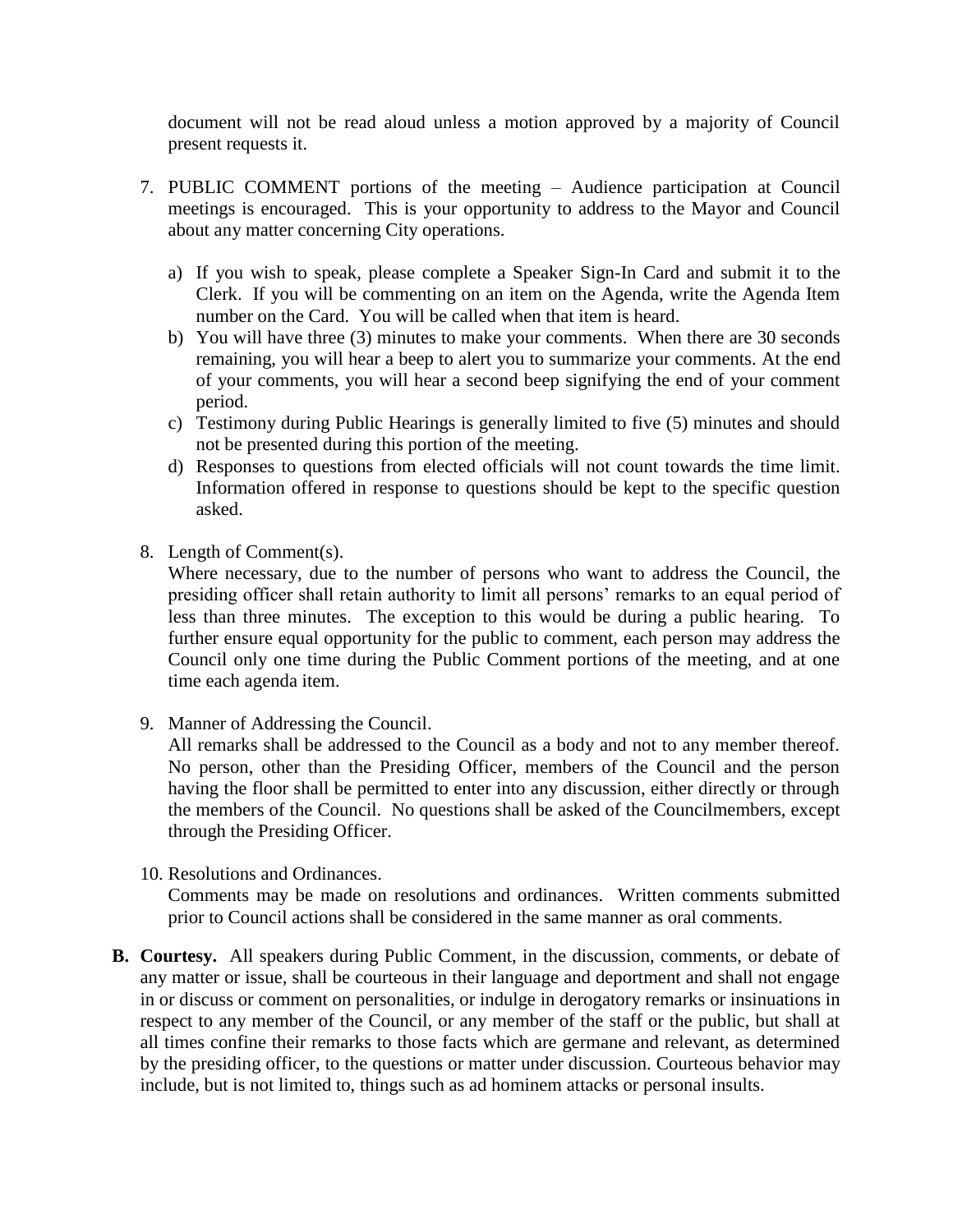document will not be read aloud unless a motion approved by a majority of Council present requests it.

7. PUBLIC COMMENT portions of the meeting – Audience participation at Council meetings is encouraged. This is your opportunity to address to the Mayor and Council about any matter concerning City operations.

   a) If you wish to speak, please complete a Speaker Sign-In Card and submit it to the Clerk. If you will be commenting on an item on the Agenda, write the Agenda Item number on the Card. You will be called when that item is heard.
   b) You will have three (3) minutes to make your comments. When there are 30 seconds remaining, you will hear a beep to alert you to summarize your comments. At the end of your comments, you will hear a second beep signifying the end of your comment period.
   c) Testimony during Public Hearings is generally limited to five (5) minutes and should not be presented during this portion of the meeting.
   d) Responses to questions from elected officials will not count towards the time limit. Information offered in response to questions should be kept to the specific question asked.

8. Length of Comment(s).
   Where necessary, due to the number of persons who want to address the Council, the presiding officer shall retain authority to limit all persons' remarks to an equal period of less than three minutes. The exception to this would be during a public hearing. To further ensure equal opportunity for the public to comment, each person may address the Council only one time during the Public Comment portions of the meeting, and at one time each agenda item.

9. Manner of Addressing the Council.
   All remarks shall be addressed to the Council as a body and not to any member thereof. No person, other than the Presiding Officer, members of the Council and the person having the floor shall be permitted to enter into any discussion, either directly or through the members of the Council. No questions shall be asked of the Councilmembers, except through the Presiding Officer.

10. Resolutions and Ordinances.
    Comments may be made on resolutions and ordinances. Written comments submitted prior to Council actions shall be considered in the same manner as oral comments.

**B. Courtesy.** All speakers during Public Comment, in the discussion, comments, or debate of any matter or issue, shall be courteous in their language and deportment and shall not engage in or discuss or comment on personalities, or indulge in derogatory remarks or insinuations in respect to any member of the Council, or any member of the staff or the public, but shall at all times confine their remarks to those facts which are germane and relevant, as determined by the presiding officer, to the questions or matter under discussion. Courteous behavior may include, but is not limited to, things such as ad hominem attacks or personal insults.